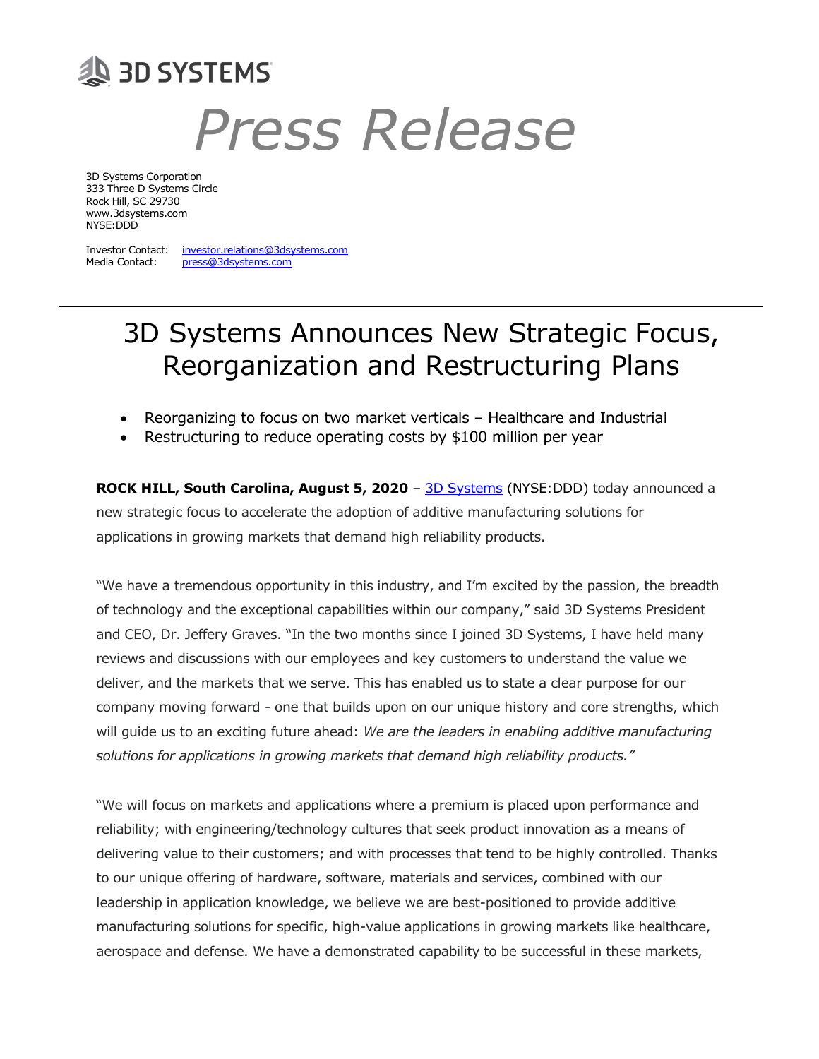3D SYSTEMS

# Press Release

3D Systems Corporation
333 Three D Systems Circle
Rock Hill, SC 29730
www.3dsystems.com
NYSE:DDD

Investor Contact: investor.relations@3dsystems.com
Media Contact: press@3dsystems.com

---

## 3D Systems Announces New Strategic Focus, Reorganization and Restructuring Plans

- Reorganizing to focus on two market verticals – Healthcare and Industrial
- Restructuring to reduce operating costs by $100 million per year

**ROCK HILL, South Carolina, August 5, 2020** – [3D Systems](https://www.3dsystems.com) (NYSE:DDD) today announced a new strategic focus to accelerate the adoption of additive manufacturing solutions for applications in growing markets that demand high reliability products.

"We have a tremendous opportunity in this industry, and I'm excited by the passion, the breadth of technology and the exceptional capabilities within our company," said 3D Systems President and CEO, Dr. Jeffery Graves. "In the two months since I joined 3D Systems, I have held many reviews and discussions with our employees and key customers to understand the value we deliver, and the markets that we serve. This has enabled us to state a clear purpose for our company moving forward - one that builds upon on our unique history and core strengths, which will guide us to an exciting future ahead: *We are the leaders in enabling additive manufacturing solutions for applications in growing markets that demand high reliability products."*

"We will focus on markets and applications where a premium is placed upon performance and reliability; with engineering/technology cultures that seek product innovation as a means of delivering value to their customers; and with processes that tend to be highly controlled. Thanks to our unique offering of hardware, software, materials and services, combined with our leadership in application knowledge, we believe we are best-positioned to provide additive manufacturing solutions for specific, high-value applications in growing markets like healthcare, aerospace and defense. We have a demonstrated capability to be successful in these markets,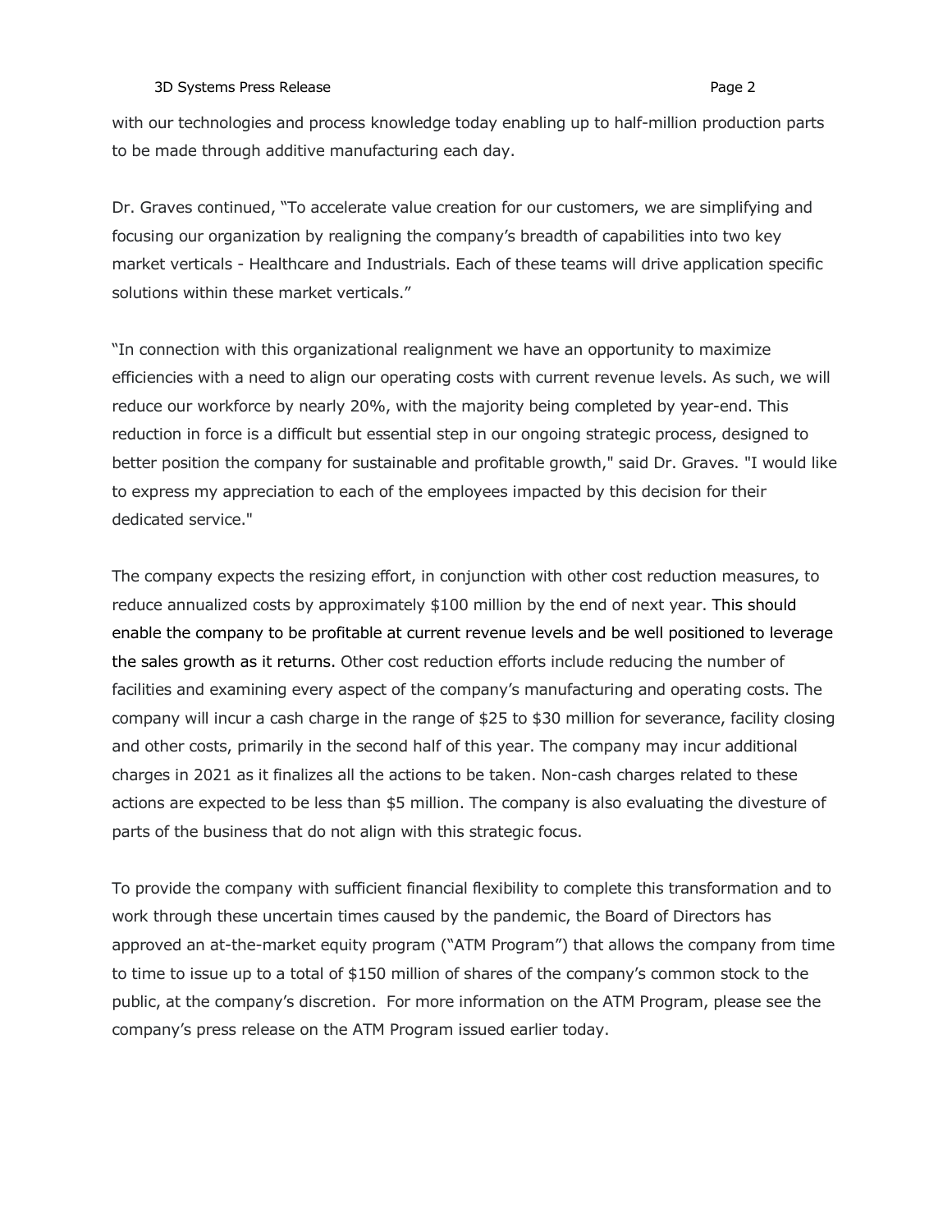with our technologies and process knowledge today enabling up to half-million production parts to be made through additive manufacturing each day.

Dr. Graves continued, "To accelerate value creation for our customers, we are simplifying and focusing our organization by realigning the company's breadth of capabilities into two key market verticals - Healthcare and Industrials. Each of these teams will drive application specific solutions within these market verticals."

"In connection with this organizational realignment we have an opportunity to maximize efficiencies with a need to align our operating costs with current revenue levels. As such, we will reduce our workforce by nearly 20%, with the majority being completed by year-end. This reduction in force is a difficult but essential step in our ongoing strategic process, designed to better position the company for sustainable and profitable growth," said Dr. Graves. "I would like to express my appreciation to each of the employees impacted by this decision for their dedicated service."

The company expects the resizing effort, in conjunction with other cost reduction measures, to reduce annualized costs by approximately $100 million by the end of next year. This should enable the company to be profitable at current revenue levels and be well positioned to leverage the sales growth as it returns. Other cost reduction efforts include reducing the number of facilities and examining every aspect of the company's manufacturing and operating costs. The company will incur a cash charge in the range of $25 to $30 million for severance, facility closing and other costs, primarily in the second half of this year. The company may incur additional charges in 2021 as it finalizes all the actions to be taken. Non-cash charges related to these actions are expected to be less than $5 million. The company is also evaluating the divesture of parts of the business that do not align with this strategic focus.

To provide the company with sufficient financial flexibility to complete this transformation and to work through these uncertain times caused by the pandemic, the Board of Directors has approved an at-the-market equity program ("ATM Program") that allows the company from time to time to issue up to a total of $150 million of shares of the company's common stock to the public, at the company's discretion. For more information on the ATM Program, please see the company's press release on the ATM Program issued earlier today.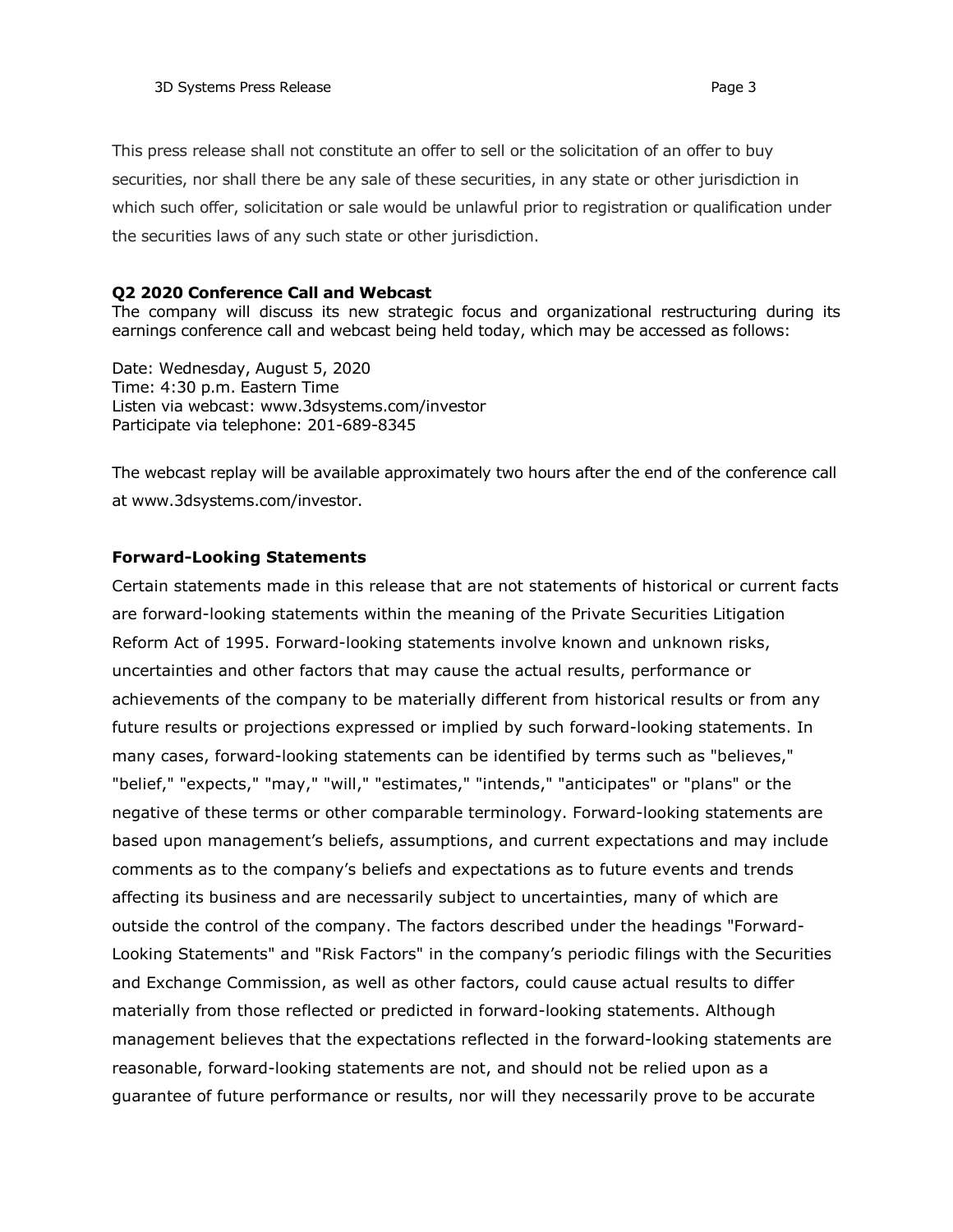This press release shall not constitute an offer to sell or the solicitation of an offer to buy securities, nor shall there be any sale of these securities, in any state or other jurisdiction in which such offer, solicitation or sale would be unlawful prior to registration or qualification under the securities laws of any such state or other jurisdiction.

**Q2 2020 Conference Call and Webcast**

The company will discuss its new strategic focus and organizational restructuring during its earnings conference call and webcast being held today, which may be accessed as follows:

Date: Wednesday, August 5, 2020
Time: 4:30 p.m. Eastern Time
Listen via webcast: www.3dsystems.com/investor
Participate via telephone: 201-689-8345

The webcast replay will be available approximately two hours after the end of the conference call at www.3dsystems.com/investor.

**Forward-Looking Statements**

Certain statements made in this release that are not statements of historical or current facts are forward-looking statements within the meaning of the Private Securities Litigation Reform Act of 1995. Forward-looking statements involve known and unknown risks, uncertainties and other factors that may cause the actual results, performance or achievements of the company to be materially different from historical results or from any future results or projections expressed or implied by such forward-looking statements. In many cases, forward-looking statements can be identified by terms such as "believes," "belief," "expects," "may," "will," "estimates," "intends," "anticipates" or "plans" or the negative of these terms or other comparable terminology. Forward-looking statements are based upon management's beliefs, assumptions, and current expectations and may include comments as to the company's beliefs and expectations as to future events and trends affecting its business and are necessarily subject to uncertainties, many of which are outside the control of the company. The factors described under the headings "Forward-Looking Statements" and "Risk Factors" in the company's periodic filings with the Securities and Exchange Commission, as well as other factors, could cause actual results to differ materially from those reflected or predicted in forward-looking statements. Although management believes that the expectations reflected in the forward-looking statements are reasonable, forward-looking statements are not, and should not be relied upon as a guarantee of future performance or results, nor will they necessarily prove to be accurate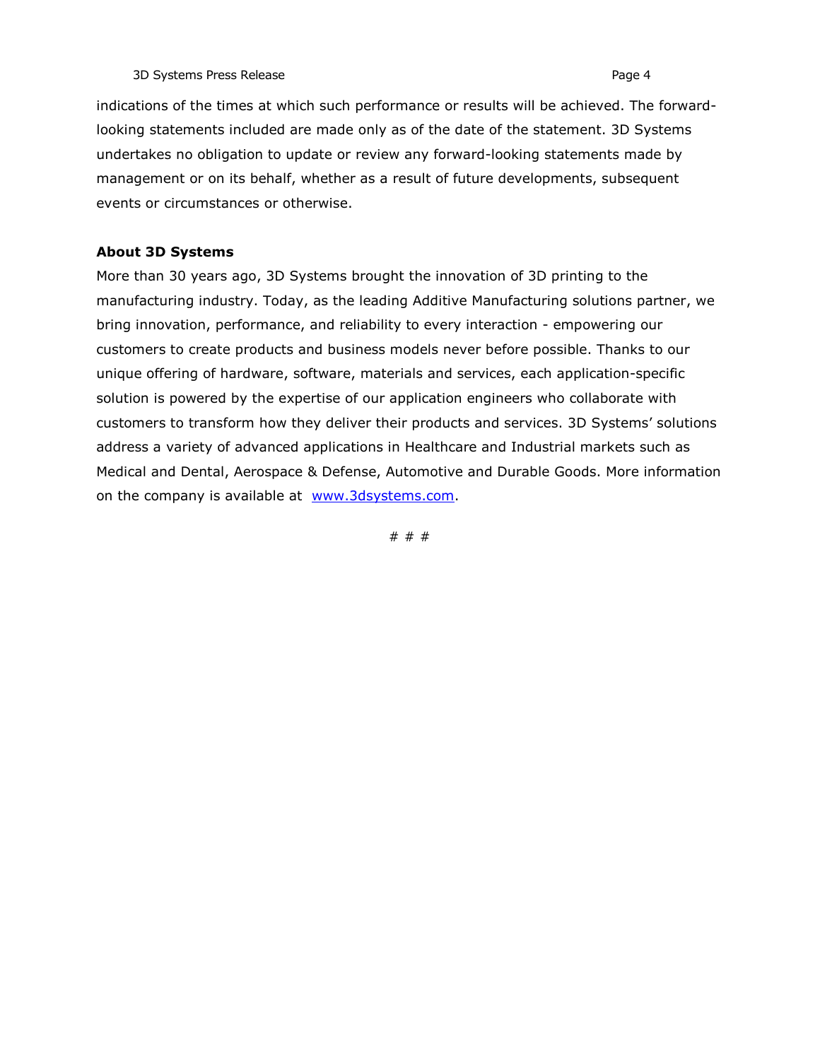indications of the times at which such performance or results will be achieved. The forward-looking statements included are made only as of the date of the statement. 3D Systems undertakes no obligation to update or review any forward-looking statements made by management or on its behalf, whether as a result of future developments, subsequent events or circumstances or otherwise.

**About 3D Systems**

More than 30 years ago, 3D Systems brought the innovation of 3D printing to the manufacturing industry. Today, as the leading Additive Manufacturing solutions partner, we bring innovation, performance, and reliability to every interaction - empowering our customers to create products and business models never before possible. Thanks to our unique offering of hardware, software, materials and services, each application-specific solution is powered by the expertise of our application engineers who collaborate with customers to transform how they deliver their products and services. 3D Systems' solutions address a variety of advanced applications in Healthcare and Industrial markets such as Medical and Dental, Aerospace & Defense, Automotive and Durable Goods. More information on the company is available at [www.3dsystems.com](http://www.3dsystems.com).

# # #